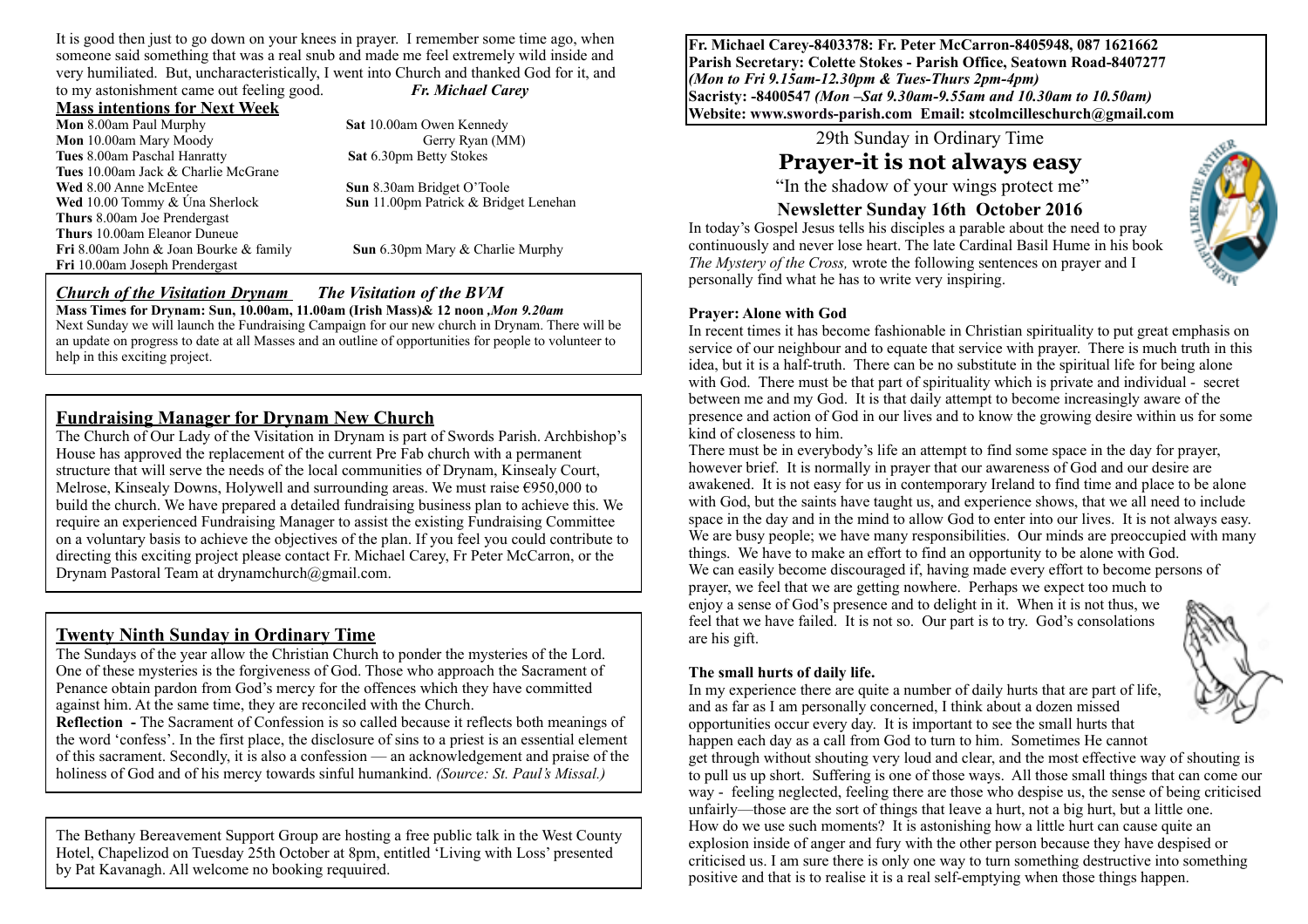It is good then just to go down on your knees in prayer. I remember some time ago, when someone said something that was a real snub and made me feel extremely wild inside and very humiliated. But, uncharacteristically, I went into Church and thanked God for it, and to my astonishment came out feeling good. ***Fr. Michael Carey***

**Mass intentions for Next Week**

**Mon** 8.00am Paul Murphy
**Mon** 10.00am Mary Moody
**Tues** 8.00am Paschal Hanratty
**Tues** 10.00am Jack & Charlie McGrane
**Wed** 8.00 Anne McEntee
**Wed** 10.00 Tommy & Úna Sherlock
**Thurs** 8.00am Joe Prendergast
**Thurs** 10.00am Eleanor Duneue
**Fri** 8.00am John & Joan Bourke & family
**Fri** 10.00am Joseph Prendergast
**Sat** 10.00am Owen Kennedy
Gerry Ryan (MM)
**Sat** 6.30pm Betty Stokes
**Sun** 8.30am Bridget O'Toole
**Sun** 11.00pm Patrick & Bridget Lenehan
**Sun** 6.30pm Mary & Charlie Murphy

***Church of the Visitation Drynam*** ***The Visitation of the BVM***

**Mass Times for Drynam: Sun, 10.00am, 11.00am (Irish Mass)& 12 noon ,*Mon 9.20am***

Next Sunday we will launch the Fundraising Campaign for our new church in Drynam. There will be an update on progress to date at all Masses and an outline of opportunities for people to volunteer to help in this exciting project.

## Fundraising Manager for Drynam New Church

The Church of Our Lady of the Visitation in Drynam is part of Swords Parish. Archbishop's House has approved the replacement of the current Pre Fab church with a permanent structure that will serve the needs of the local communities of Drynam, Kinsealy Court, Melrose, Kinsealy Downs, Holywell and surrounding areas. We must raise €950,000 to build the church. We have prepared a detailed fundraising business plan to achieve this. We require an experienced Fundraising Manager to assist the existing Fundraising Committee on a voluntary basis to achieve the objectives of the plan. If you feel you could contribute to directing this exciting project please contact Fr. Michael Carey, Fr Peter McCarron, or the Drynam Pastoral Team at drynamchurch@gmail.com.

## Twenty Ninth Sunday in Ordinary Time

The Sundays of the year allow the Christian Church to ponder the mysteries of the Lord. One of these mysteries is the forgiveness of God. Those who approach the Sacrament of Penance obtain pardon from God's mercy for the offences which they have committed against him. At the same time, they are reconciled with the Church.

**Reflection -** The Sacrament of Confession is so called because it reflects both meanings of the word 'confess'. In the first place, the disclosure of sins to a priest is an essential element of this sacrament. Secondly, it is also a confession — an acknowledgement and praise of the holiness of God and of his mercy towards sinful humankind. *(Source: St. Paul's Missal.)*

The Bethany Bereavement Support Group are hosting a free public talk in the West County Hotel, Chapelizod on Tuesday 25th October at 8pm, entitled 'Living with Loss' presented by Pat Kavanagh. All welcome no booking requuired.

**Fr. Michael Carey-8403378: Fr. Peter McCarron-8405948, 087 1621662**
**Parish Secretary: Colette Stokes - Parish Office, Seatown Road-8407277**
***(Mon to Fri 9.15am-12.30pm & Tues-Thurs 2pm-4pm)***
**Sacristy: -8400547 *(Mon –Sat 9.30am-9.55am and 10.30am to 10.50am)***
**Website: www.swords-parish.com Email: stcolmcilleschurch@gmail.com**

29th Sunday in Ordinary Time

# Prayer-it is not always easy

"In the shadow of your wings protect me"

### Newsletter Sunday 16th October 2016

In today's Gospel Jesus tells his disciples a parable about the need to pray continuously and never lose heart. The late Cardinal Basil Hume in his book *The Mystery of the Cross,* wrote the following sentences on prayer and I personally find what he has to write very inspiring.

**Prayer: Alone with God**

In recent times it has become fashionable in Christian spirituality to put great emphasis on service of our neighbour and to equate that service with prayer. There is much truth in this idea, but it is a half-truth. There can be no substitute in the spiritual life for being alone with God. There must be that part of spirituality which is private and individual - secret between me and my God. It is that daily attempt to become increasingly aware of the presence and action of God in our lives and to know the growing desire within us for some kind of closeness to him.

There must be in everybody's life an attempt to find some space in the day for prayer, however brief. It is normally in prayer that our awareness of God and our desire are awakened. It is not easy for us in contemporary Ireland to find time and place to be alone with God, but the saints have taught us, and experience shows, that we all need to include space in the day and in the mind to allow God to enter into our lives. It is not always easy. We are busy people; we have many responsibilities. Our minds are preoccupied with many things. We have to make an effort to find an opportunity to be alone with God.

We can easily become discouraged if, having made every effort to become persons of prayer, we feel that we are getting nowhere. Perhaps we expect too much to enjoy a sense of God's presence and to delight in it. When it is not thus, we feel that we have failed. It is not so. Our part is to try. God's consolations are his gift.

**The small hurts of daily life.**

In my experience there are quite a number of daily hurts that are part of life, and as far as I am personally concerned, I think about a dozen missed opportunities occur every day. It is important to see the small hurts that happen each day as a call from God to turn to him. Sometimes He cannot get through without shouting very loud and clear, and the most effective way of shouting is to pull us up short. Suffering is one of those ways. All those small things that can come our way - feeling neglected, feeling there are those who despise us, the sense of being criticised unfairly—those are the sort of things that leave a hurt, not a big hurt, but a little one. How do we use such moments? It is astonishing how a little hurt can cause quite an explosion inside of anger and fury with the other person because they have despised or criticised us. I am sure there is only one way to turn something destructive into something positive and that is to realise it is a real self-emptying when those things happen.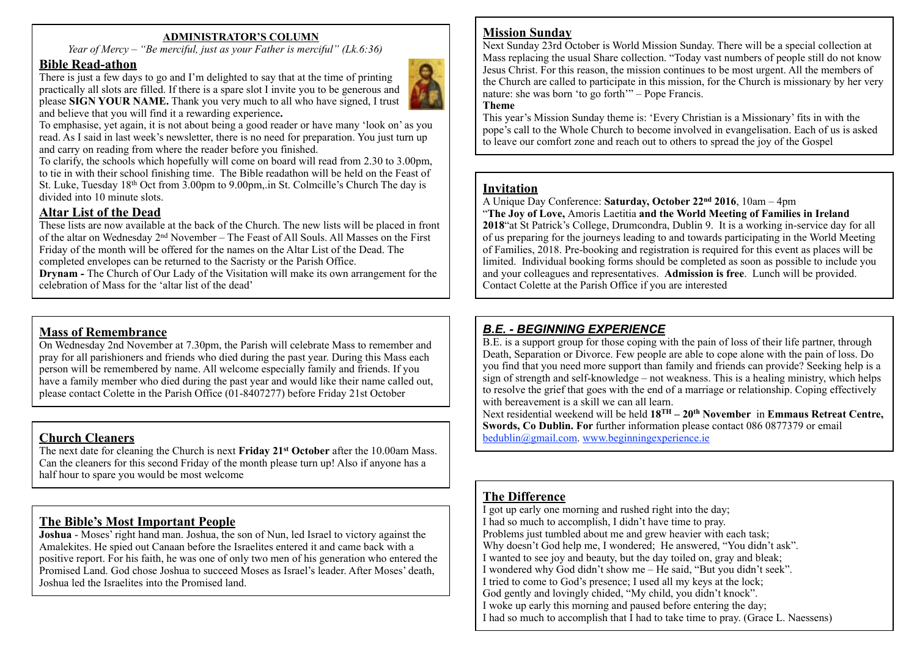## ADMINISTRATOR'S COLUMN

*Year of Mercy – "Be merciful, just as your Father is merciful" (Lk.6:36)*

### Bible Read-athon

There is just a few days to go and I'm delighted to say that at the time of printing practically all slots are filled. If there is a spare slot I invite you to be generous and please **SIGN YOUR NAME.** Thank you very much to all who have signed, I trust and believe that you will find it a rewarding experience**.**

To emphasise, yet again, it is not about being a good reader or have many 'look on' as you read. As I said in last week's newsletter, there is no need for preparation. You just turn up and carry on reading from where the reader before you finished.

To clarify, the schools which hopefully will come on board will read from 2.30 to 3.00pm, to tie in with their school finishing time. The Bible readathon will be held on the Feast of St. Luke, Tuesday 18th Oct from 3.00pm to 9.00pm,.in St. Colmcille's Church The day is divided into 10 minute slots.

### Altar List of the Dead

These lists are now available at the back of the Church. The new lists will be placed in front of the altar on Wednesday 2nd November – The Feast of All Souls. All Masses on the First Friday of the month will be offered for the names on the Altar List of the Dead. The completed envelopes can be returned to the Sacristy or the Parish Office.

**Drynam -** The Church of Our Lady of the Visitation will make its own arrangement for the celebration of Mass for the 'altar list of the dead'

## Mass of Remembrance

On Wednesday 2nd November at 7.30pm, the Parish will celebrate Mass to remember and pray for all parishioners and friends who died during the past year. During this Mass each person will be remembered by name. All welcome especially family and friends. If you have a family member who died during the past year and would like their name called out, please contact Colette in the Parish Office (01-8407277) before Friday 21st October

## Church Cleaners

The next date for cleaning the Church is next **Friday 21st October** after the 10.00am Mass. Can the cleaners for this second Friday of the month please turn up! Also if anyone has a half hour to spare you would be most welcome

## The Bible's Most Important People

**Joshua** - Moses' right hand man. Joshua, the son of Nun, led Israel to victory against the Amalekites. He spied out Canaan before the Israelites entered it and came back with a positive report. For his faith, he was one of only two men of his generation who entered the Promised Land. God chose Joshua to succeed Moses as Israel's leader. After Moses' death, Joshua led the Israelites into the Promised land.

## Mission Sunday

Next Sunday 23rd October is World Mission Sunday. There will be a special collection at Mass replacing the usual Share collection. "Today vast numbers of people still do not know Jesus Christ. For this reason, the mission continues to be most urgent. All the members of the Church are called to participate in this mission, for the Church is missionary by her very nature: she was born 'to go forth'" – Pope Francis.

**Theme**

This year's Mission Sunday theme is: 'Every Christian is a Missionary' fits in with the pope's call to the Whole Church to become involved in evangelisation. Each of us is asked to leave our comfort zone and reach out to others to spread the joy of the Gospel

## Invitation

A Unique Day Conference: **Saturday, October 22nd 2016**, 10am – 4pm

"**The Joy of Love,** Amoris Laetitia **and the World Meeting of Families in Ireland 2018**"at St Patrick's College, Drumcondra, Dublin 9. It is a working in-service day for all of us preparing for the journeys leading to and towards participating in the World Meeting of Families, 2018. Pre-booking and registration is required for this event as places will be limited. Individual booking forms should be completed as soon as possible to include you and your colleagues and representatives. **Admission is free**. Lunch will be provided. Contact Colette at the Parish Office if you are interested

## *B.E. - BEGINNING EXPERIENCE*

B.E. is a support group for those coping with the pain of loss of their life partner, through Death, Separation or Divorce. Few people are able to cope alone with the pain of loss. Do you find that you need more support than family and friends can provide? Seeking help is a sign of strength and self-knowledge – not weakness. This is a healing ministry, which helps to resolve the grief that goes with the end of a marriage or relationship. Coping effectively with bereavement is a skill we can all learn.

Next residential weekend will be held **18TH – 20th November** in **Emmaus Retreat Centre, Swords, Co Dublin. For** further information please contact 086 0877379 or email bedublin@gmail.com. www.beginningexperience.ie

## The Difference

I got up early one morning and rushed right into the day;
I had so much to accomplish, I didn't have time to pray.
Problems just tumbled about me and grew heavier with each task;
Why doesn't God help me, I wondered; He answered, "You didn't ask".
I wanted to see joy and beauty, but the day toiled on, gray and bleak;
I wondered why God didn't show me – He said, "But you didn't seek".
I tried to come to God's presence; I used all my keys at the lock;
God gently and lovingly chided, "My child, you didn't knock".
I woke up early this morning and paused before entering the day;
I had so much to accomplish that I had to take time to pray. (Grace L. Naessens)